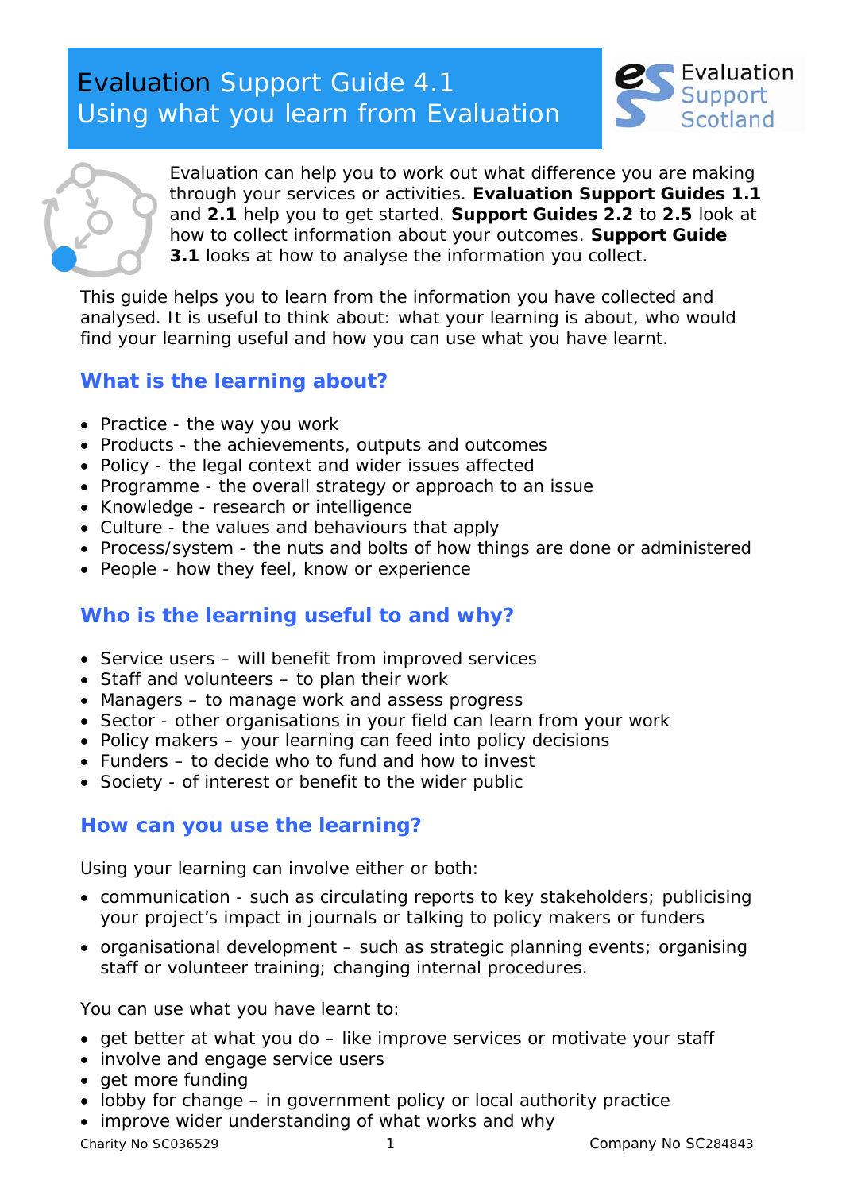# Evaluation Support Guide 4.1
# Using what you learn from Evaluation

Evaluation can help you to work out what difference you are making through your services or activities. **Evaluation Support Guides 1.1** and **2.1** help you to get started. **Support Guides 2.2** to **2.5** look at how to collect information about your outcomes. **Support Guide 3.1** looks at how to analyse the information you collect.

This guide helps you to learn from the information you have collected and analysed. It is useful to think about: what your learning is about, who would find your learning useful and how you can use what you have learnt.

## What is the learning about?

- Practice - the way you work
- Products - the achievements, outputs and outcomes
- Policy - the legal context and wider issues affected
- Programme - the overall strategy or approach to an issue
- Knowledge - research or intelligence
- Culture - the values and behaviours that apply
- Process/system - the nuts and bolts of how things are done or administered
- People - how they feel, know or experience

## Who is the learning useful to and why?

- Service users – will benefit from improved services
- Staff and volunteers – to plan their work
- Managers – to manage work and assess progress
- Sector - other organisations in your field can learn from your work
- Policy makers – your learning can feed into policy decisions
- Funders – to decide who to fund and how to invest
- Society - of interest or benefit to the wider public

## How can you use the learning?

Using your learning can involve either or both:

- communication - such as circulating reports to key stakeholders; publicising your project's impact in journals or talking to policy makers or funders
- organisational development – such as strategic planning events; organising staff or volunteer training; changing internal procedures.

You can use what you have learnt to:

- get better at what you do – like improve services or motivate your staff
- involve and engage service users
- get more funding
- lobby for change – in government policy or local authority practice
- improve wider understanding of what works and why

Charity No SC036529 Company No SC284843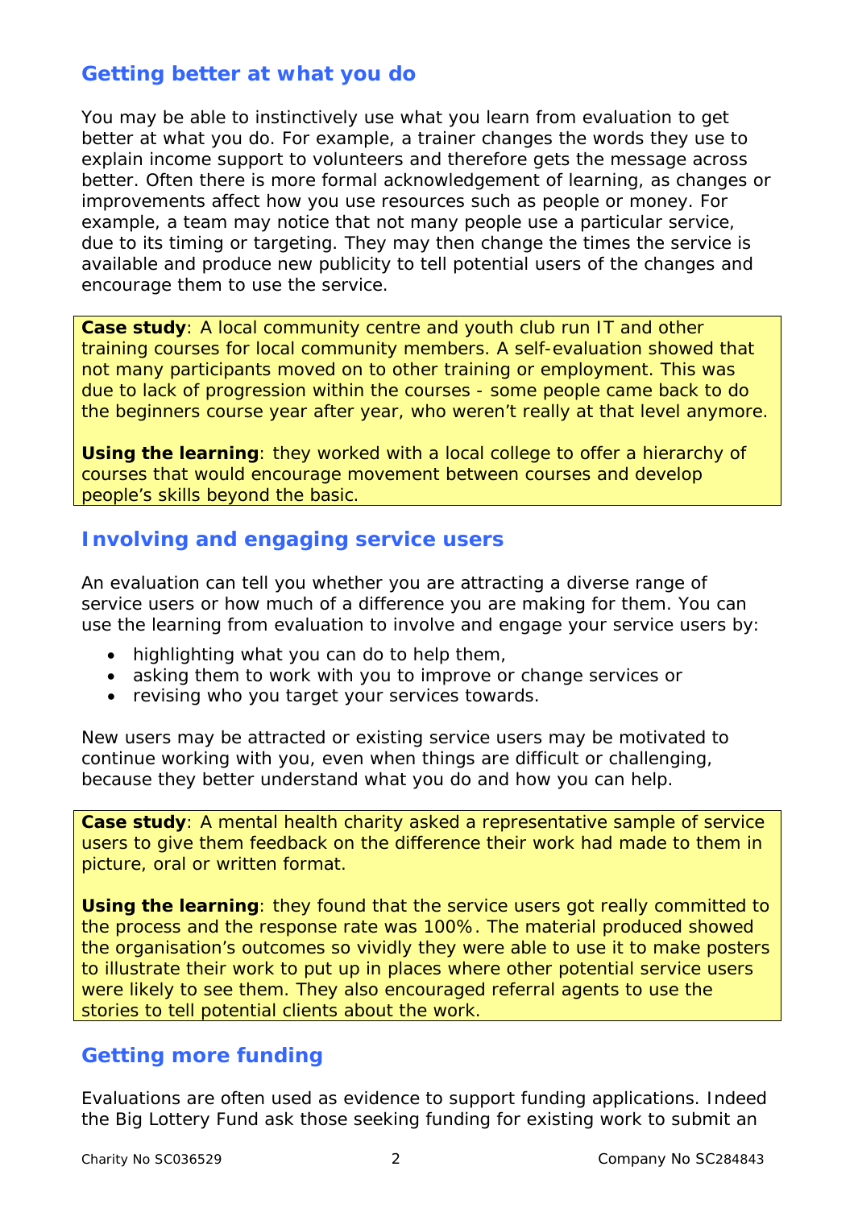## Getting better at what you do

You may be able to instinctively use what you learn from evaluation to get better at what you do. For example, a trainer changes the words they use to explain income support to volunteers and therefore gets the message across better. Often there is more formal acknowledgement of learning, as changes or improvements affect how you use resources such as people or money. For example, a team may notice that not many people use a particular service, due to its timing or targeting. They may then change the times the service is available and produce new publicity to tell potential users of the changes and encourage them to use the service.

**Case study**: A local community centre and youth club run IT and other training courses for local community members. A self-evaluation showed that not many participants moved on to other training or employment. This was due to lack of progression within the courses - some people came back to do the beginners course year after year, who weren't really at that level anymore.

**Using the learning**: they worked with a local college to offer a hierarchy of courses that would encourage movement between courses and develop people's skills beyond the basic.

## Involving and engaging service users

An evaluation can tell you whether you are attracting a diverse range of service users or how much of a difference you are making for them. You can use the learning from evaluation to involve and engage your service users by:

- highlighting what you can do to help them,
- asking them to work with you to improve or change services or
- revising who you target your services towards.

New users may be attracted or existing service users may be motivated to continue working with you, even when things are difficult or challenging, because they better understand what you do and how you can help.

**Case study**: A mental health charity asked a representative sample of service users to give them feedback on the difference their work had made to them in picture, oral or written format.

**Using the learning**: they found that the service users got really committed to the process and the response rate was 100%. The material produced showed the organisation's outcomes so vividly they were able to use it to make posters to illustrate their work to put up in places where other potential service users were likely to see them. They also encouraged referral agents to use the stories to tell potential clients about the work.

## Getting more funding

Evaluations are often used as evidence to support funding applications. Indeed the Big Lottery Fund ask those seeking funding for existing work to submit an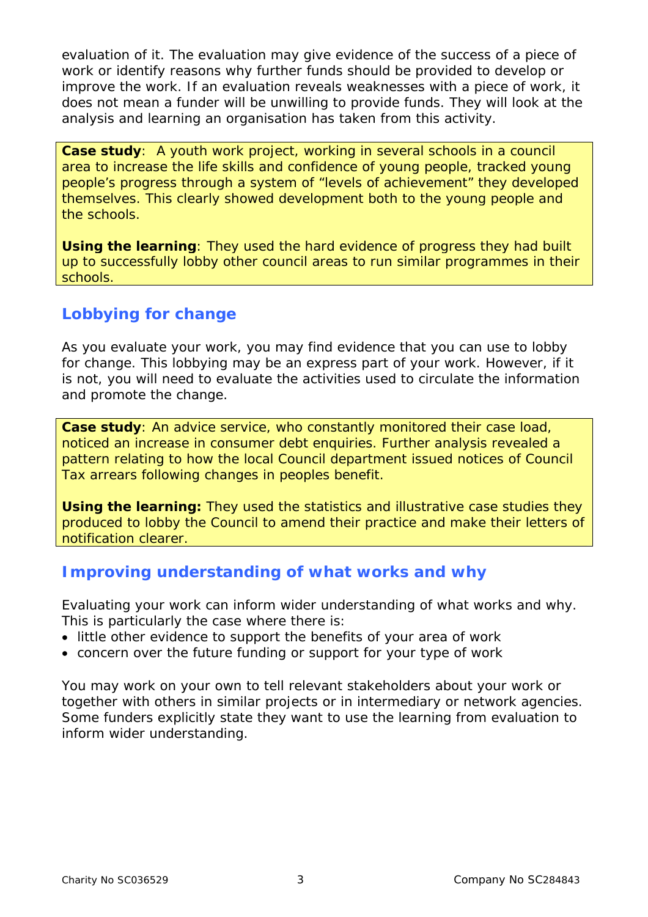evaluation of it. The evaluation may give evidence of the success of a piece of work or identify reasons why further funds should be provided to develop or improve the work. If an evaluation reveals weaknesses with a piece of work, it does not mean a funder will be unwilling to provide funds. They will look at the analysis and learning an organisation has taken from this activity.

**Case study**: A youth work project, working in several schools in a council area to increase the life skills and confidence of young people, tracked young people's progress through a system of "levels of achievement" they developed themselves. This clearly showed development both to the young people and the schools.

**Using the learning**: They used the hard evidence of progress they had built up to successfully lobby other council areas to run similar programmes in their schools.

## Lobbying for change

As you evaluate your work, you may find evidence that you can use to lobby for change. This lobbying may be an express part of your work. However, if it is not, you will need to evaluate the activities used to circulate the information and promote the change.

**Case study**: An advice service, who constantly monitored their case load, noticed an increase in consumer debt enquiries. Further analysis revealed a pattern relating to how the local Council department issued notices of Council Tax arrears following changes in peoples benefit.

**Using the learning:** They used the statistics and illustrative case studies they produced to lobby the Council to amend their practice and make their letters of notification clearer.

## Improving understanding of what works and why

Evaluating your work can inform wider understanding of what works and why. This is particularly the case where there is:

- little other evidence to support the benefits of your area of work
- concern over the future funding or support for your type of work

You may work on your own to tell relevant stakeholders about your work or together with others in similar projects or in intermediary or network agencies. Some funders explicitly state they want to use the learning from evaluation to inform wider understanding.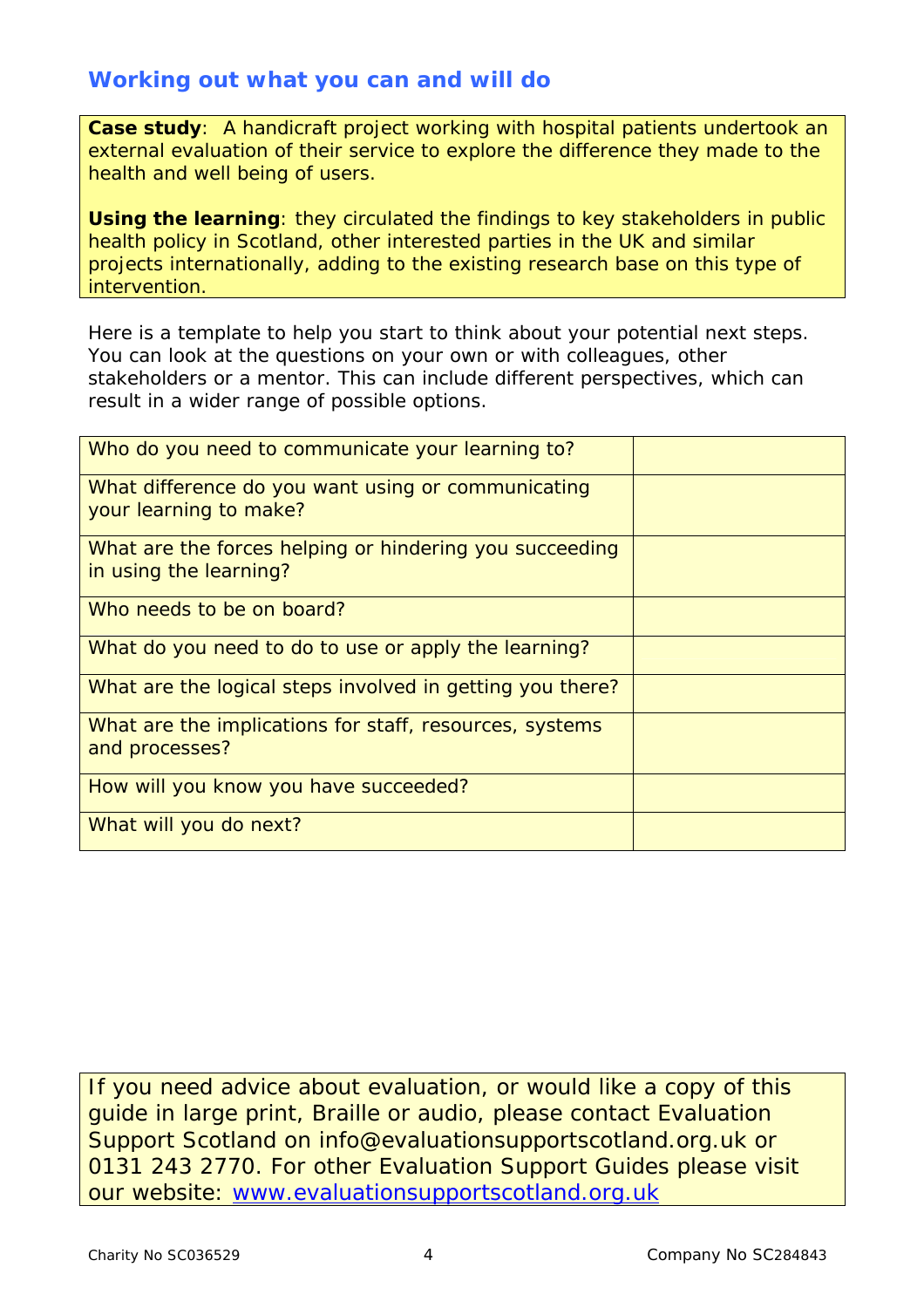## Working out what you can and will do

**Case study**: A handicraft project working with hospital patients undertook an external evaluation of their service to explore the difference they made to the health and well being of users.

**Using the learning**: they circulated the findings to key stakeholders in public health policy in Scotland, other interested parties in the UK and similar projects internationally, adding to the existing research base on this type of intervention.

Here is a template to help you start to think about your potential next steps. You can look at the questions on your own or with colleagues, other stakeholders or a mentor. This can include different perspectives, which can result in a wider range of possible options.

| | |
|---|---|
| Who do you need to communicate your learning to? | |
| What difference do you want using or communicating your learning to make? | |
| What are the forces helping or hindering you succeeding in using the learning? | |
| Who needs to be on board? | |
| What do you need to do to use or apply the learning? | |
| What are the logical steps involved in getting you there? | |
| What are the implications for staff, resources, systems and processes? | |
| How will you know you have succeeded? | |
| What will you do next? | |

If you need advice about evaluation, or would like a copy of this guide in large print, Braille or audio, please contact Evaluation Support Scotland on info@evaluationsupportscotland.org.uk or 0131 243 2770. For other Evaluation Support Guides please visit our website: [www.evaluationsupportscotland.org.uk](http://www.evaluationsupportscotland.org.uk)

Charity No SC036529 Company No SC284843